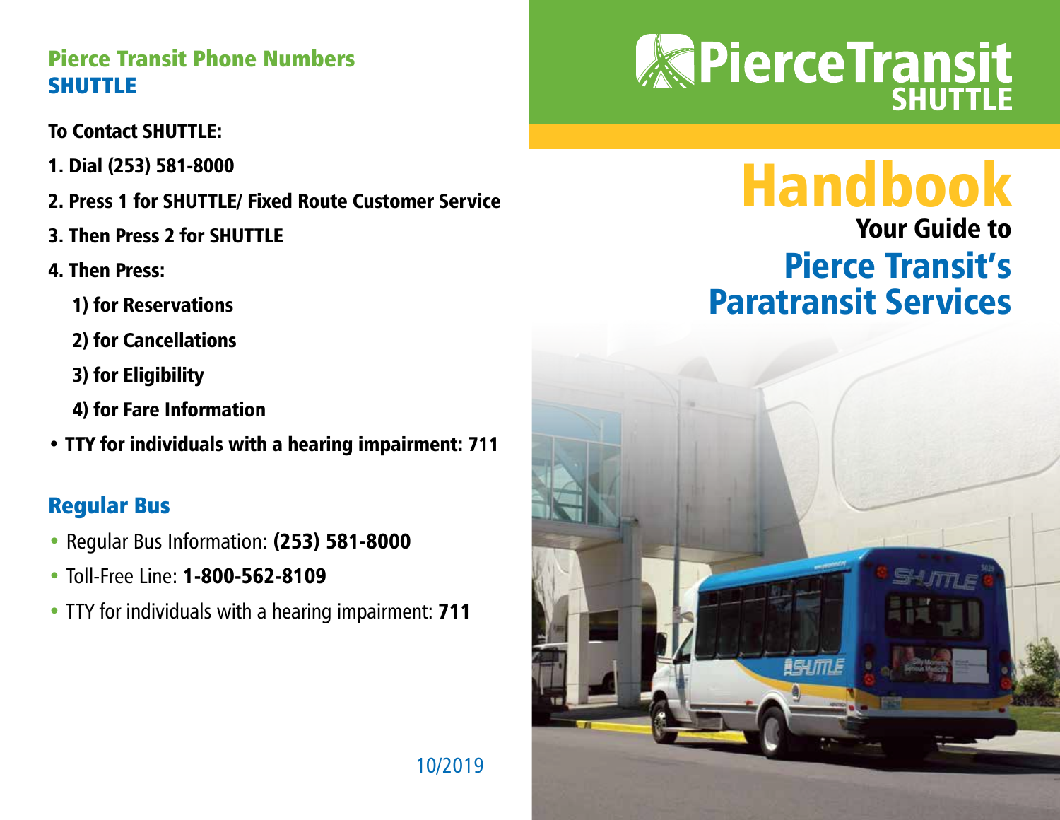# PierceTransit SHUTTLE

# Handbook

## Your Guide to Pierce Transit's Paratransit Services

## Pierce Transit Phone Numbers SHUTTLE

**To Contact SHUTTLE:**

**1. Dial (253) 581-8000**

**2. Press 1 for SHUTTLE/ Fixed Route Customer Service**

**3. Then Press 2 for SHUTTLE**

**4. Then Press:**

**1) for Reservations**

**2) for Cancellations**

**3) for Eligibility**

**4) for Fare Information**

- **TTY for individuals with a hearing impairment: 711**

## Regular Bus

- Regular Bus Information: **(253) 581-8000**
- Toll-Free Line: **1-800-562-8109**
- TTY for individuals with a hearing impairment: **711**

10/2019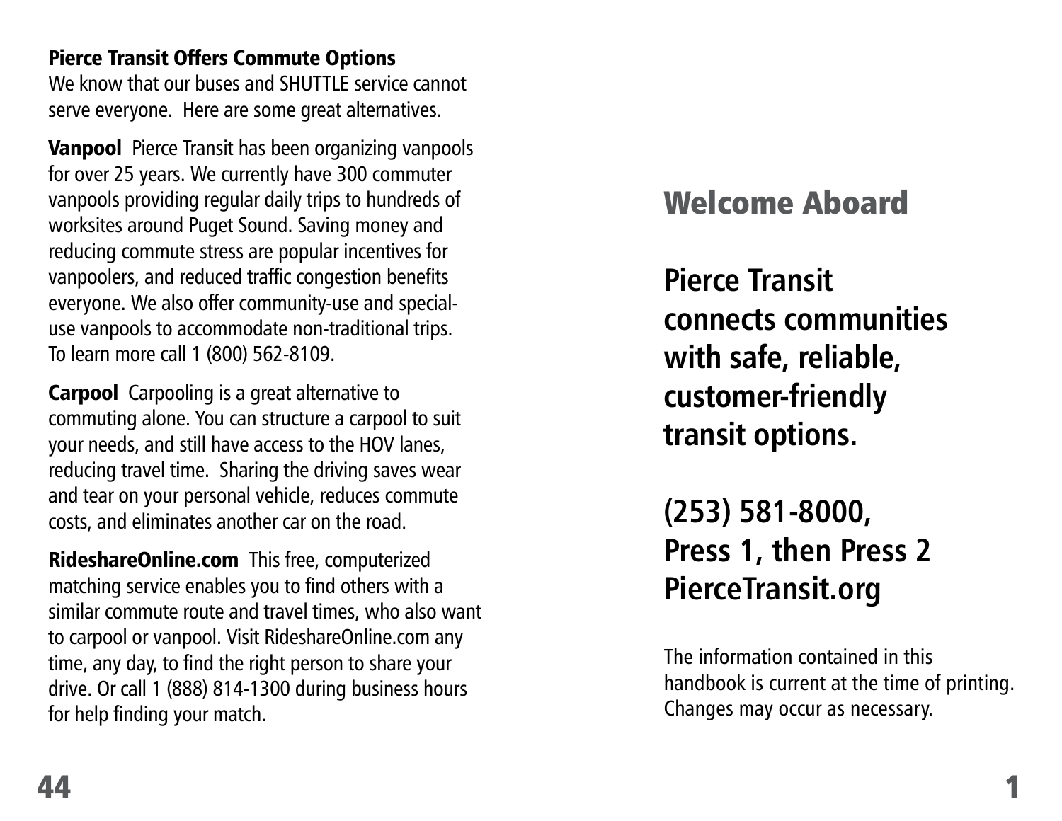## Pierce Transit Offers Commute Options

We know that our buses and SHUTTLE service cannot serve everyone. Here are some great alternatives.

**Vanpool** Pierce Transit has been organizing vanpools for over 25 years. We currently have 300 commuter vanpools providing regular daily trips to hundreds of worksites around Puget Sound. Saving money and reducing commute stress are popular incentives for vanpoolers, and reduced traffic congestion benefits everyone. We also offer community-use and special-use vanpools to accommodate non-traditional trips. To learn more call 1 (800) 562-8109.

**Carpool** Carpooling is a great alternative to commuting alone. You can structure a carpool to suit your needs, and still have access to the HOV lanes, reducing travel time. Sharing the driving saves wear and tear on your personal vehicle, reduces commute costs, and eliminates another car on the road.

**RideshareOnline.com** This free, computerized matching service enables you to find others with a similar commute route and travel times, who also want to carpool or vanpool. Visit RideshareOnline.com any time, any day, to find the right person to share your drive. Or call 1 (888) 814-1300 during business hours for help finding your match.

# Welcome Aboard

**Pierce Transit connects communities with safe, reliable, customer-friendly transit options.**

**(253) 581-8000, Press 1, then Press 2**
**PierceTransit.org**

The information contained in this handbook is current at the time of printing. Changes may occur as necessary.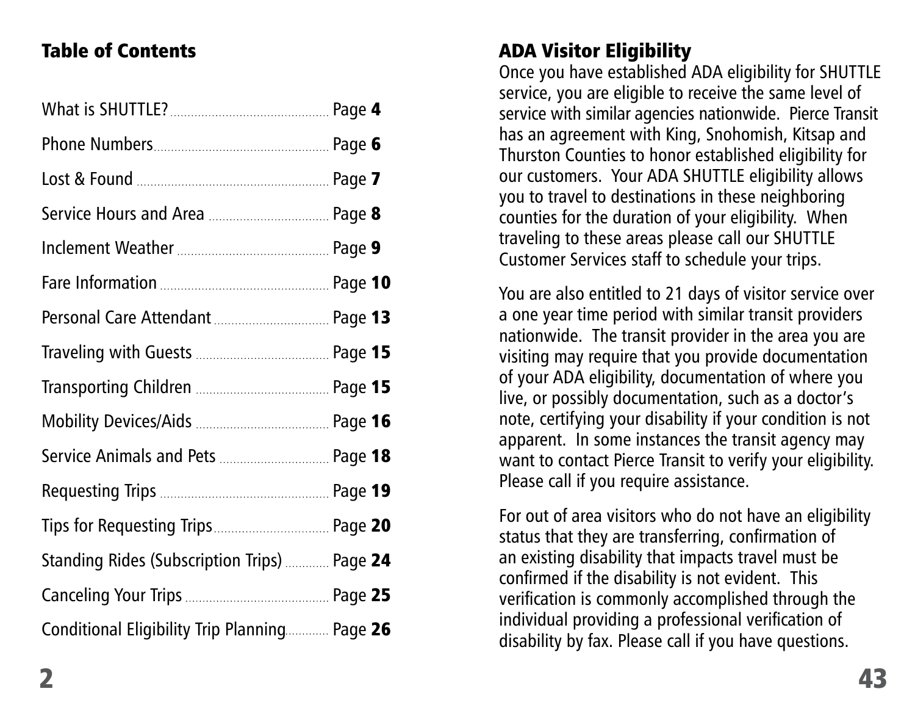## Table of Contents

| | |
|---|---|
| What is SHUTTLE? | Page **4** |
| Phone Numbers | Page **6** |
| Lost & Found | Page **7** |
| Service Hours and Area | Page **8** |
| Inclement Weather | Page **9** |
| Fare Information | Page **10** |
| Personal Care Attendant | Page **13** |
| Traveling with Guests | Page **15** |
| Transporting Children | Page **15** |
| Mobility Devices/Aids | Page **16** |
| Service Animals and Pets | Page **18** |
| Requesting Trips | Page **19** |
| Tips for Requesting Trips | Page **20** |
| Standing Rides (Subscription Trips) | Page **24** |
| Canceling Your Trips | Page **25** |
| Conditional Eligibility Trip Planning | Page **26** |

## ADA Visitor Eligibility

Once you have established ADA eligibility for SHUTTLE service, you are eligible to receive the same level of service with similar agencies nationwide. Pierce Transit has an agreement with King, Snohomish, Kitsap and Thurston Counties to honor established eligibility for our customers. Your ADA SHUTTLE eligibility allows you to travel to destinations in these neighboring counties for the duration of your eligibility. When traveling to these areas please call our SHUTTLE Customer Services staff to schedule your trips.

You are also entitled to 21 days of visitor service over a one year time period with similar transit providers nationwide. The transit provider in the area you are visiting may require that you provide documentation of your ADA eligibility, documentation of where you live, or possibly documentation, such as a doctor's note, certifying your disability if your condition is not apparent. In some instances the transit agency may want to contact Pierce Transit to verify your eligibility. Please call if you require assistance.

For out of area visitors who do not have an eligibility status that they are transferring, confirmation of an existing disability that impacts travel must be confirmed if the disability is not evident. This verification is commonly accomplished through the individual providing a professional verification of disability by fax. Please call if you have questions.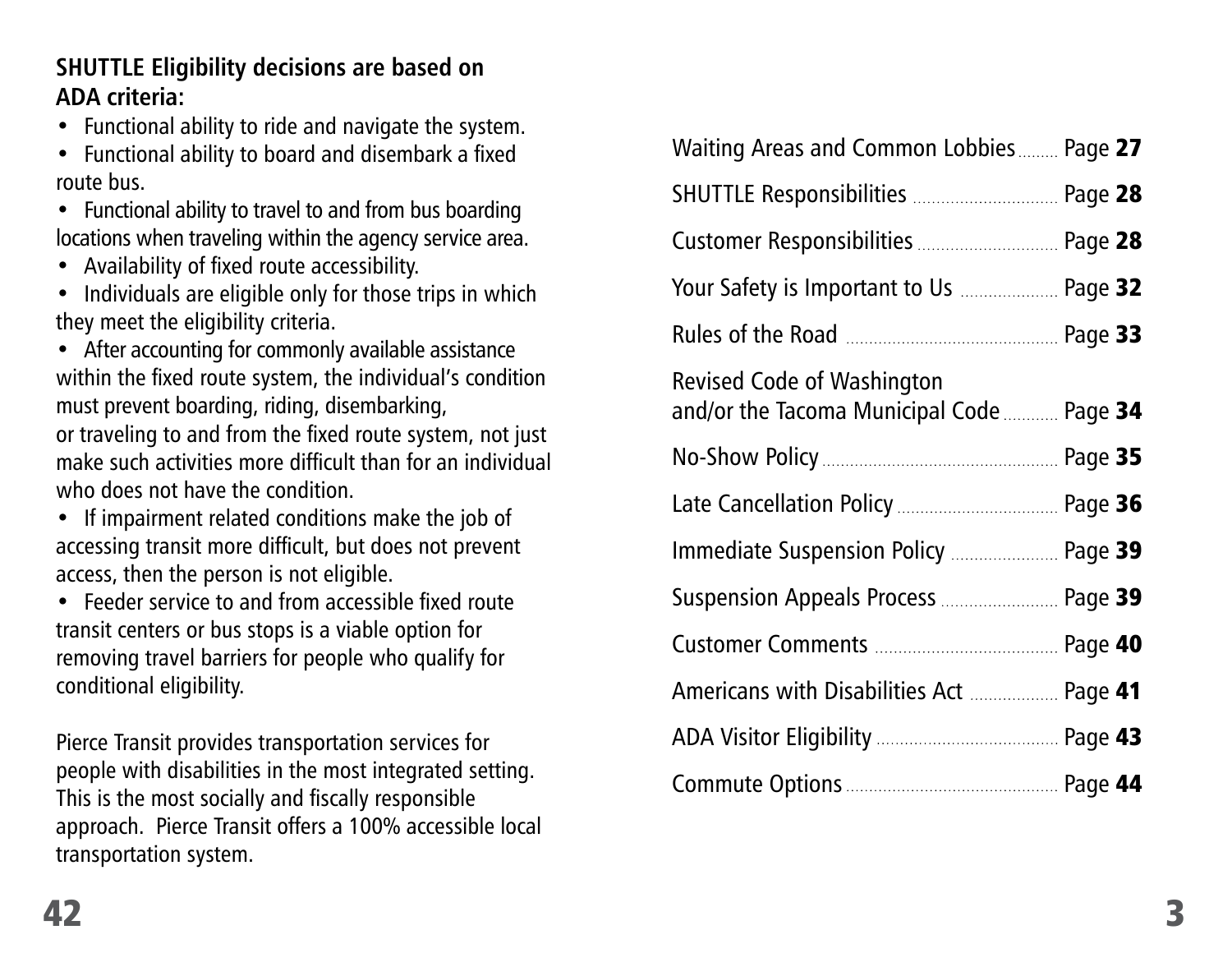**SHUTTLE Eligibility decisions are based on ADA criteria:**

- Functional ability to ride and navigate the system.
- Functional ability to board and disembark a fixed route bus.
- Functional ability to travel to and from bus boarding locations when traveling within the agency service area.
- Availability of fixed route accessibility.
- Individuals are eligible only for those trips in which they meet the eligibility criteria.
- After accounting for commonly available assistance within the fixed route system, the individual's condition must prevent boarding, riding, disembarking, or traveling to and from the fixed route system, not just make such activities more difficult than for an individual who does not have the condition.
- If impairment related conditions make the job of accessing transit more difficult, but does not prevent access, then the person is not eligible.
- Feeder service to and from accessible fixed route transit centers or bus stops is a viable option for removing travel barriers for people who qualify for conditional eligibility.

Pierce Transit provides transportation services for people with disabilities in the most integrated setting. This is the most socially and fiscally responsible approach. Pierce Transit offers a 100% accessible local transportation system.

Waiting Areas and Common Lobbies ........ Page **27**

SHUTTLE Responsibilities ........ Page **28**

Customer Responsibilities ........ Page **28**

Your Safety is Important to Us ........ Page **32**

Rules of the Road ........ Page **33**

Revised Code of Washington and/or the Tacoma Municipal Code ........ Page **34**

No-Show Policy ........ Page **35**

Late Cancellation Policy ........ Page **36**

Immediate Suspension Policy ........ Page **39**

Suspension Appeals Process ........ Page **39**

Customer Comments ........ Page **40**

Americans with Disabilities Act ........ Page **41**

ADA Visitor Eligibility ........ Page **43**

Commute Options ........ Page **44**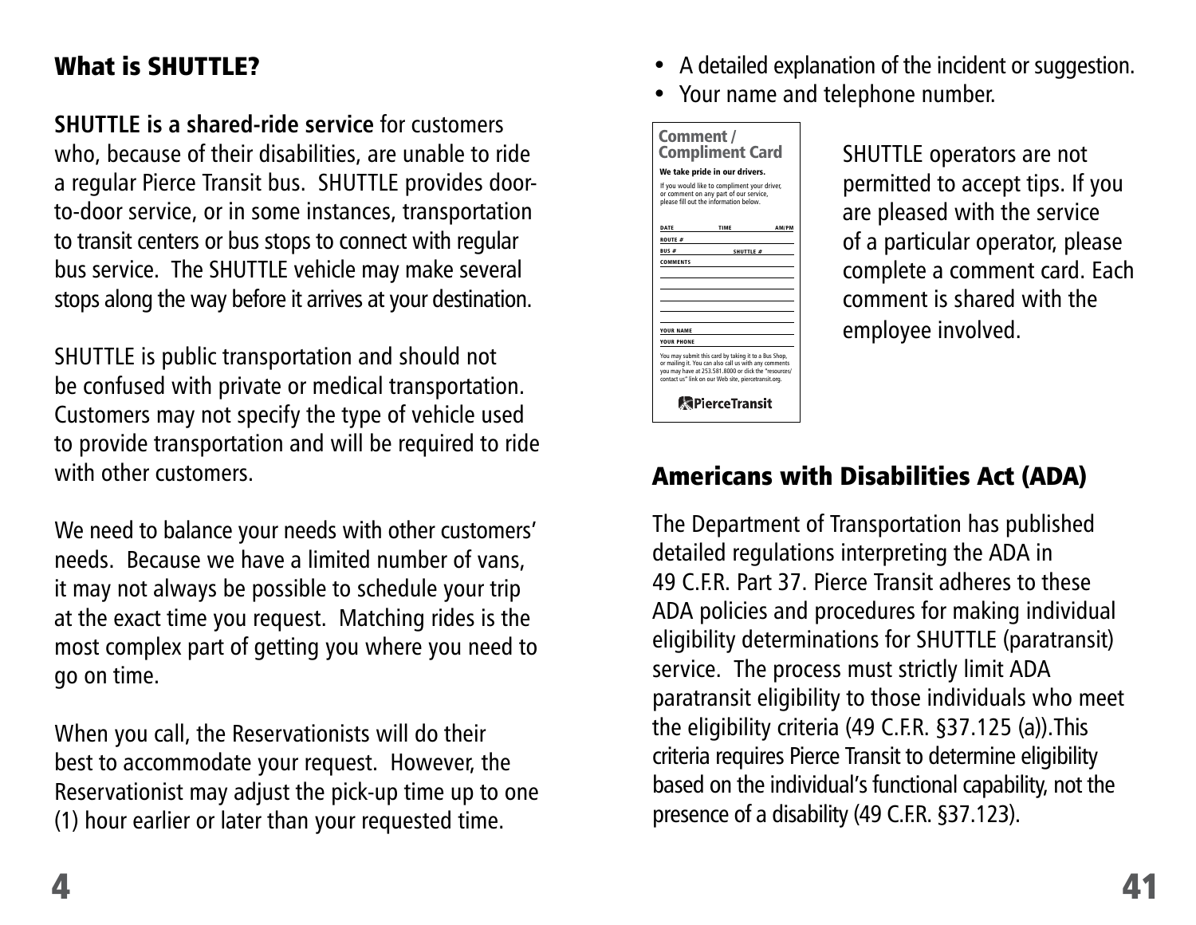## What is SHUTTLE?

**SHUTTLE is a shared-ride service** for customers who, because of their disabilities, are unable to ride a regular Pierce Transit bus. SHUTTLE provides door-to-door service, or in some instances, transportation to transit centers or bus stops to connect with regular bus service. The SHUTTLE vehicle may make several stops along the way before it arrives at your destination.

SHUTTLE is public transportation and should not be confused with private or medical transportation. Customers may not specify the type of vehicle used to provide transportation and will be required to ride with other customers.

We need to balance your needs with other customers' needs. Because we have a limited number of vans, it may not always be possible to schedule your trip at the exact time you request. Matching rides is the most complex part of getting you where you need to go on time.

When you call, the Reservationists will do their best to accommodate your request. However, the Reservationist may adjust the pick-up time up to one (1) hour earlier or later than your requested time.

- A detailed explanation of the incident or suggestion.
- Your name and telephone number.

**Comment / Compliment Card**

**We take pride in our drivers.**

If you would like to compliment your driver, or comment on any part of our service, please fill out the information below.

DATE TIME AM/PM

ROUTE #

BUS # SHUTTLE #

COMMENTS

YOUR NAME

YOUR PHONE

You may submit this card by taking it to a Bus Shop, or mailing it. You can also call us with any comments you may have at 253.581.8000 or click the "resources/contact us" link on our Web site, piercetransit.org.

PierceTransit

SHUTTLE operators are not permitted to accept tips. If you are pleased with the service of a particular operator, please complete a comment card. Each comment is shared with the employee involved.

## Americans with Disabilities Act (ADA)

The Department of Transportation has published detailed regulations interpreting the ADA in 49 C.F.R. Part 37. Pierce Transit adheres to these ADA policies and procedures for making individual eligibility determinations for SHUTTLE (paratransit) service. The process must strictly limit ADA paratransit eligibility to those individuals who meet the eligibility criteria (49 C.F.R. §37.125 (a)).This criteria requires Pierce Transit to determine eligibility based on the individual's functional capability, not the presence of a disability (49 C.F.R. §37.123).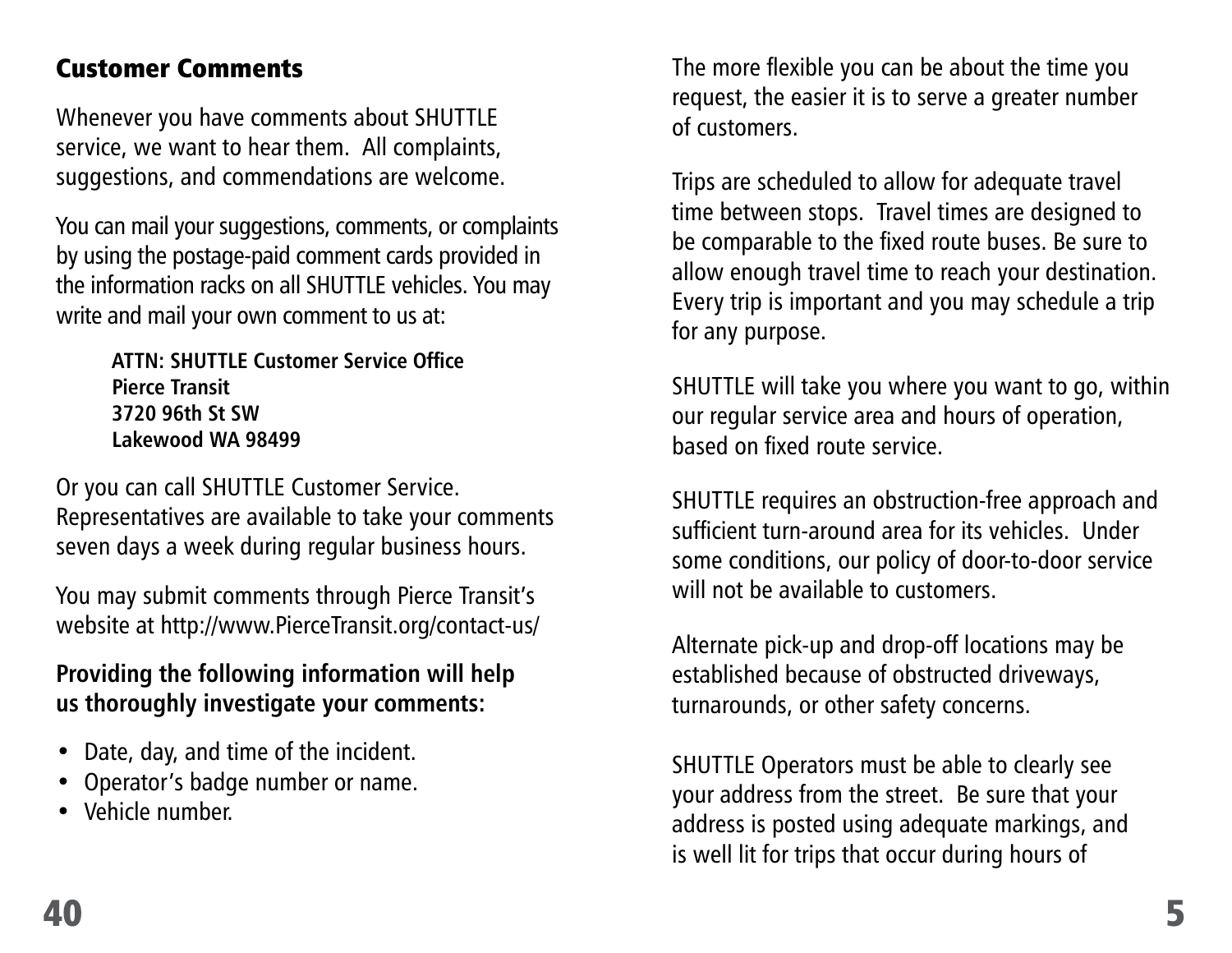## Customer Comments

Whenever you have comments about SHUTTLE service, we want to hear them. All complaints, suggestions, and commendations are welcome.

You can mail your suggestions, comments, or complaints by using the postage-paid comment cards provided in the information racks on all SHUTTLE vehicles. You may write and mail your own comment to us at:

> **ATTN: SHUTTLE Customer Service Office**
> **Pierce Transit**
> **3720 96th St SW**
> **Lakewood WA 98499**

Or you can call SHUTTLE Customer Service. Representatives are available to take your comments seven days a week during regular business hours.

You may submit comments through Pierce Transit's website at http://www.PierceTransit.org/contact-us/

**Providing the following information will help us thoroughly investigate your comments:**

- Date, day, and time of the incident.
- Operator's badge number or name.
- Vehicle number.

The more flexible you can be about the time you request, the easier it is to serve a greater number of customers.

Trips are scheduled to allow for adequate travel time between stops. Travel times are designed to be comparable to the fixed route buses. Be sure to allow enough travel time to reach your destination. Every trip is important and you may schedule a trip for any purpose.

SHUTTLE will take you where you want to go, within our regular service area and hours of operation, based on fixed route service.

SHUTTLE requires an obstruction-free approach and sufficient turn-around area for its vehicles. Under some conditions, our policy of door-to-door service will not be available to customers.

Alternate pick-up and drop-off locations may be established because of obstructed driveways, turnarounds, or other safety concerns.

SHUTTLE Operators must be able to clearly see your address from the street. Be sure that your address is posted using adequate markings, and is well lit for trips that occur during hours of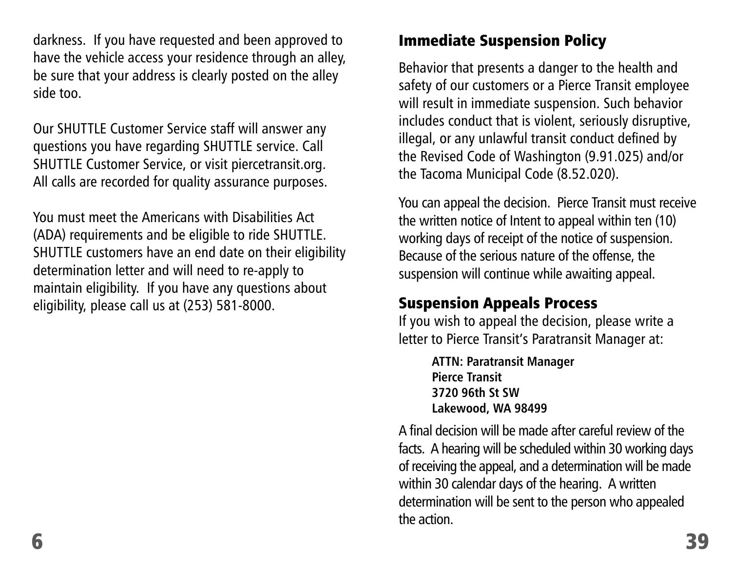darkness. If you have requested and been approved to have the vehicle access your residence through an alley, be sure that your address is clearly posted on the alley side too.

Our SHUTTLE Customer Service staff will answer any questions you have regarding SHUTTLE service. Call SHUTTLE Customer Service, or visit piercetransit.org. All calls are recorded for quality assurance purposes.

You must meet the Americans with Disabilities Act (ADA) requirements and be eligible to ride SHUTTLE. SHUTTLE customers have an end date on their eligibility determination letter and will need to re-apply to maintain eligibility. If you have any questions about eligibility, please call us at (253) 581-8000.

## Immediate Suspension Policy

Behavior that presents a danger to the health and safety of our customers or a Pierce Transit employee will result in immediate suspension. Such behavior includes conduct that is violent, seriously disruptive, illegal, or any unlawful transit conduct defined by the Revised Code of Washington (9.91.025) and/or the Tacoma Municipal Code (8.52.020).

You can appeal the decision. Pierce Transit must receive the written notice of Intent to appeal within ten (10) working days of receipt of the notice of suspension. Because of the serious nature of the offense, the suspension will continue while awaiting appeal.

## Suspension Appeals Process

If you wish to appeal the decision, please write a letter to Pierce Transit's Paratransit Manager at:

**ATTN: Paratransit Manager**
**Pierce Transit**
**3720 96th St SW**
**Lakewood, WA 98499**

A final decision will be made after careful review of the facts. A hearing will be scheduled within 30 working days of receiving the appeal, and a determination will be made within 30 calendar days of the hearing. A written determination will be sent to the person who appealed the action.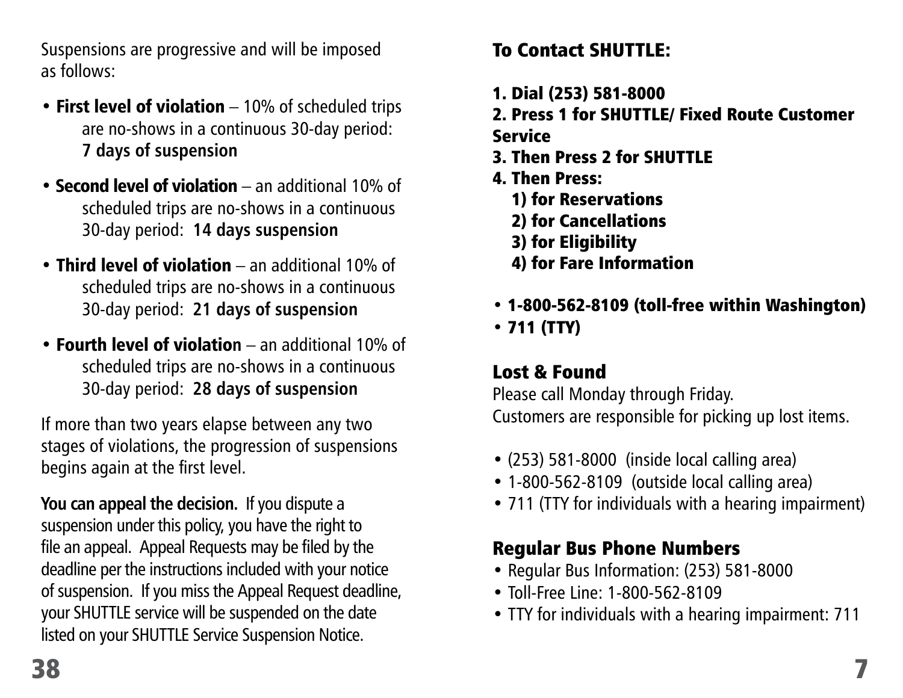Suspensions are progressive and will be imposed as follows:

- **First level of violation** – 10% of scheduled trips are no-shows in a continuous 30-day period: **7 days of suspension**
- **Second level of violation** – an additional 10% of scheduled trips are no-shows in a continuous 30-day period: **14 days suspension**
- **Third level of violation** – an additional 10% of scheduled trips are no-shows in a continuous 30-day period: **21 days of suspension**
- **Fourth level of violation** – an additional 10% of scheduled trips are no-shows in a continuous 30-day period: **28 days of suspension**

If more than two years elapse between any two stages of violations, the progression of suspensions begins again at the first level.

**You can appeal the decision.** If you dispute a suspension under this policy, you have the right to file an appeal. Appeal Requests may be filed by the deadline per the instructions included with your notice of suspension. If you miss the Appeal Request deadline, your SHUTTLE service will be suspended on the date listed on your SHUTTLE Service Suspension Notice.

## To Contact SHUTTLE:

**1. Dial (253) 581-8000**
**2. Press 1 for SHUTTLE/ Fixed Route Customer Service**
**3. Then Press 2 for SHUTTLE**
**4. Then Press:**
   **1) for Reservations**
   **2) for Cancellations**
   **3) for Eligibility**
   **4) for Fare Information**

- **1-800-562-8109 (toll-free within Washington)**
- **711 (TTY)**

## Lost & Found

Please call Monday through Friday.
Customers are responsible for picking up lost items.

- (253) 581-8000 (inside local calling area)
- 1-800-562-8109 (outside local calling area)
- 711 (TTY for individuals with a hearing impairment)

## Regular Bus Phone Numbers

- Regular Bus Information: (253) 581-8000
- Toll-Free Line: 1-800-562-8109
- TTY for individuals with a hearing impairment: 711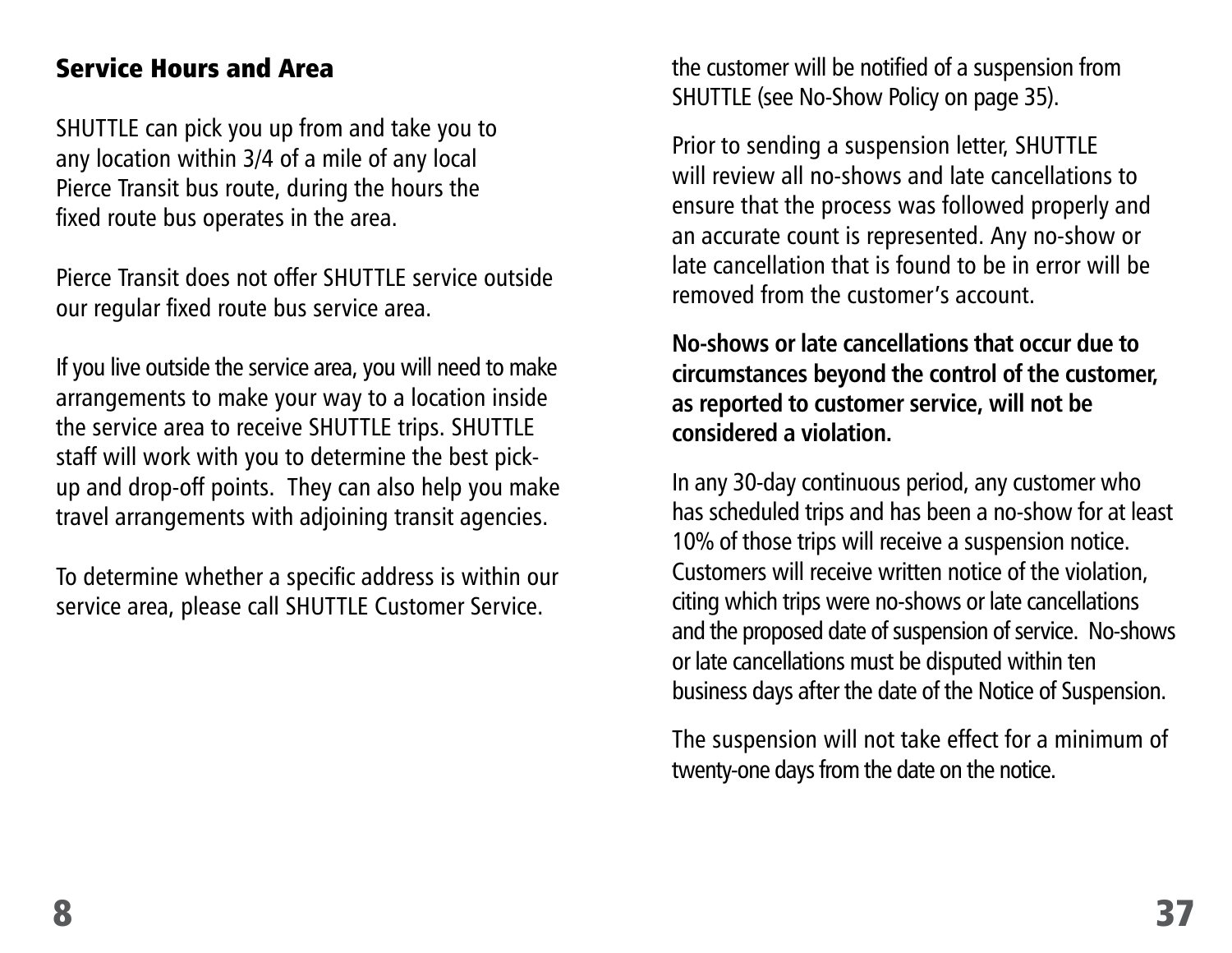## Service Hours and Area

SHUTTLE can pick you up from and take you to any location within 3/4 of a mile of any local Pierce Transit bus route, during the hours the fixed route bus operates in the area.

Pierce Transit does not offer SHUTTLE service outside our regular fixed route bus service area.

If you live outside the service area, you will need to make arrangements to make your way to a location inside the service area to receive SHUTTLE trips. SHUTTLE staff will work with you to determine the best pick-up and drop-off points.  They can also help you make travel arrangements with adjoining transit agencies.

To determine whether a specific address is within our service area, please call SHUTTLE Customer Service.

the customer will be notified of a suspension from SHUTTLE (see No-Show Policy on page 35).

Prior to sending a suspension letter, SHUTTLE will review all no-shows and late cancellations to ensure that the process was followed properly and an accurate count is represented. Any no-show or late cancellation that is found to be in error will be removed from the customer's account.

**No-shows or late cancellations that occur due to circumstances beyond the control of the customer, as reported to customer service, will not be considered a violation.**

In any 30-day continuous period, any customer who has scheduled trips and has been a no-show for at least 10% of those trips will receive a suspension notice. Customers will receive written notice of the violation, citing which trips were no-shows or late cancellations and the proposed date of suspension of service.  No-shows or late cancellations must be disputed within ten business days after the date of the Notice of Suspension.

The suspension will not take effect for a minimum of twenty-one days from the date on the notice.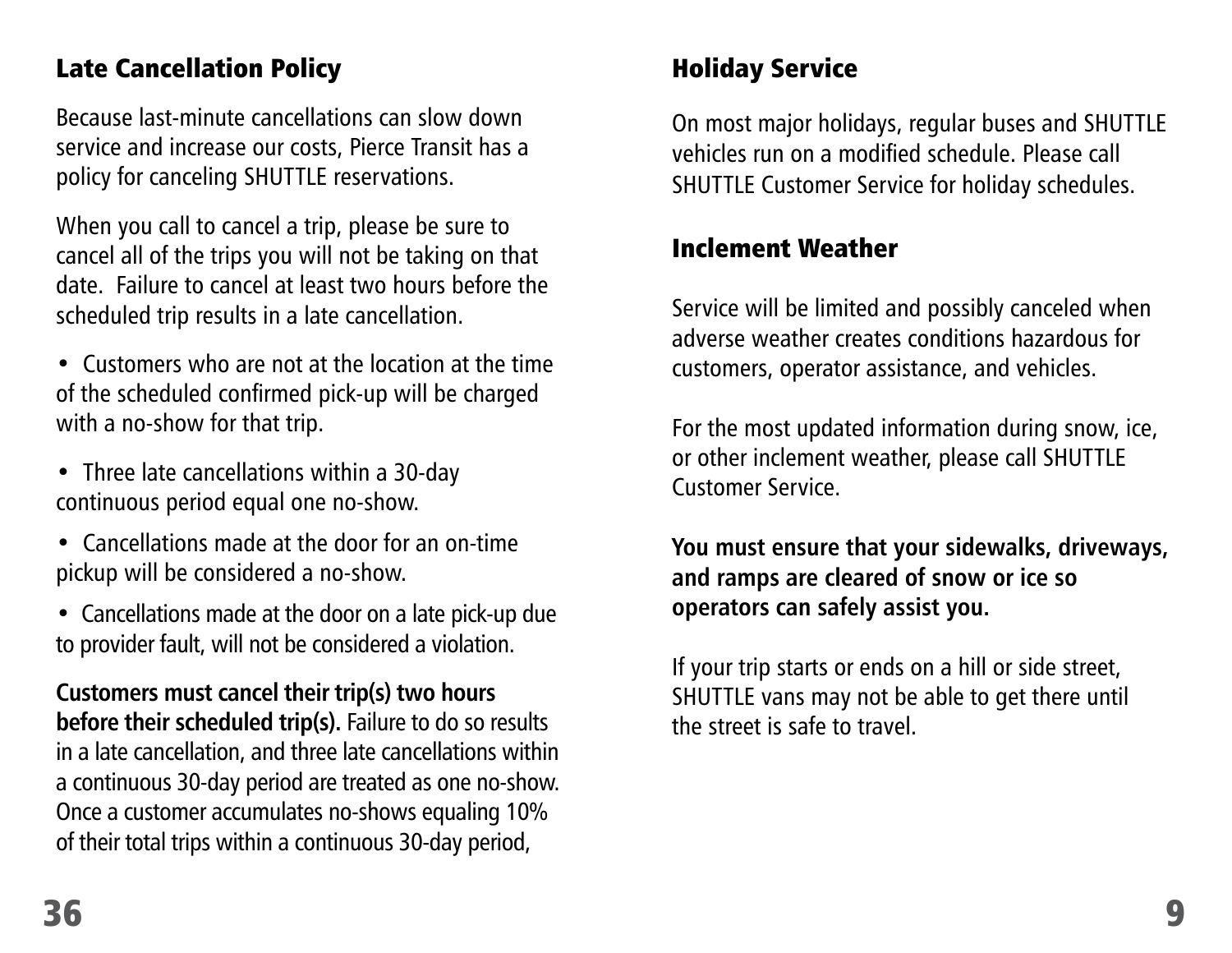## Late Cancellation Policy

Because last-minute cancellations can slow down service and increase our costs, Pierce Transit has a policy for canceling SHUTTLE reservations.

When you call to cancel a trip, please be sure to cancel all of the trips you will not be taking on that date. Failure to cancel at least two hours before the scheduled trip results in a late cancellation.

- Customers who are not at the location at the time of the scheduled confirmed pick-up will be charged with a no-show for that trip.
- Three late cancellations within a 30-day continuous period equal one no-show.
- Cancellations made at the door for an on-time pickup will be considered a no-show.
- Cancellations made at the door on a late pick-up due to provider fault, will not be considered a violation.

**Customers must cancel their trip(s) two hours before their scheduled trip(s).** Failure to do so results in a late cancellation, and three late cancellations within a continuous 30-day period are treated as one no-show. Once a customer accumulates no-shows equaling 10% of their total trips within a continuous 30-day period,

## Holiday Service

On most major holidays, regular buses and SHUTTLE vehicles run on a modified schedule. Please call SHUTTLE Customer Service for holiday schedules.

## Inclement Weather

Service will be limited and possibly canceled when adverse weather creates conditions hazardous for customers, operator assistance, and vehicles.

For the most updated information during snow, ice, or other inclement weather, please call SHUTTLE Customer Service.

**You must ensure that your sidewalks, driveways, and ramps are cleared of snow or ice so operators can safely assist you.**

If your trip starts or ends on a hill or side street, SHUTTLE vans may not be able to get there until the street is safe to travel.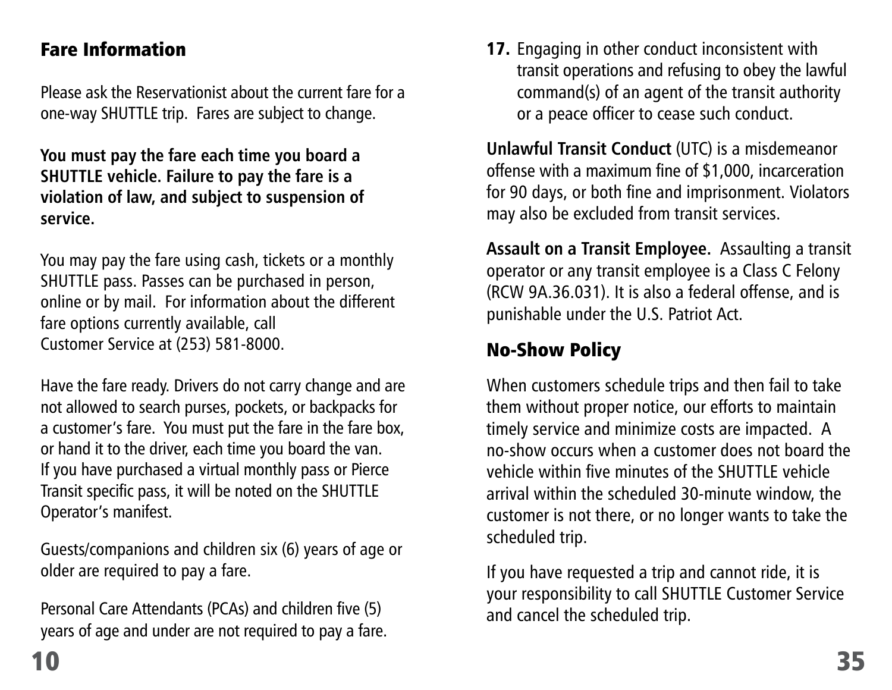## Fare Information

Please ask the Reservationist about the current fare for a one-way SHUTTLE trip. Fares are subject to change.

**You must pay the fare each time you board a SHUTTLE vehicle. Failure to pay the fare is a violation of law, and subject to suspension of service.**

You may pay the fare using cash, tickets or a monthly SHUTTLE pass. Passes can be purchased in person, online or by mail. For information about the different fare options currently available, call Customer Service at (253) 581-8000.

Have the fare ready. Drivers do not carry change and are not allowed to search purses, pockets, or backpacks for a customer's fare. You must put the fare in the fare box, or hand it to the driver, each time you board the van. If you have purchased a virtual monthly pass or Pierce Transit specific pass, it will be noted on the SHUTTLE Operator's manifest.

Guests/companions and children six (6) years of age or older are required to pay a fare.

Personal Care Attendants (PCAs) and children five (5) years of age and under are not required to pay a fare.

**17.** Engaging in other conduct inconsistent with transit operations and refusing to obey the lawful command(s) of an agent of the transit authority or a peace officer to cease such conduct.

**Unlawful Transit Conduct** (UTC) is a misdemeanor offense with a maximum fine of $1,000, incarceration for 90 days, or both fine and imprisonment. Violators may also be excluded from transit services.

**Assault on a Transit Employee.** Assaulting a transit operator or any transit employee is a Class C Felony (RCW 9A.36.031). It is also a federal offense, and is punishable under the U.S. Patriot Act.

## No-Show Policy

When customers schedule trips and then fail to take them without proper notice, our efforts to maintain timely service and minimize costs are impacted. A no-show occurs when a customer does not board the vehicle within five minutes of the SHUTTLE vehicle arrival within the scheduled 30-minute window, the customer is not there, or no longer wants to take the scheduled trip.

If you have requested a trip and cannot ride, it is your responsibility to call SHUTTLE Customer Service and cancel the scheduled trip.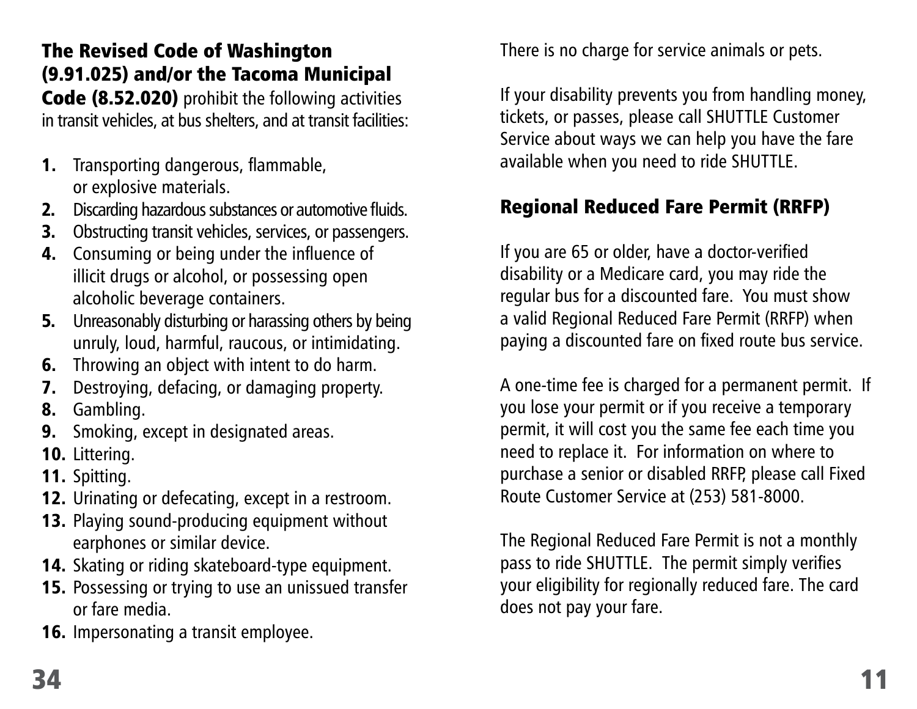**The Revised Code of Washington (9.91.025) and/or the Tacoma Municipal Code (8.52.020)** prohibit the following activities in transit vehicles, at bus shelters, and at transit facilities:

1. Transporting dangerous, flammable, or explosive materials.
2. Discarding hazardous substances or automotive fluids.
3. Obstructing transit vehicles, services, or passengers.
4. Consuming or being under the influence of illicit drugs or alcohol, or possessing open alcoholic beverage containers.
5. Unreasonably disturbing or harassing others by being unruly, loud, harmful, raucous, or intimidating.
6. Throwing an object with intent to do harm.
7. Destroying, defacing, or damaging property.
8. Gambling.
9. Smoking, except in designated areas.
10. Littering.
11. Spitting.
12. Urinating or defecating, except in a restroom.
13. Playing sound-producing equipment without earphones or similar device.
14. Skating or riding skateboard-type equipment.
15. Possessing or trying to use an unissued transfer or fare media.
16. Impersonating a transit employee.

There is no charge for service animals or pets.

If your disability prevents you from handling money, tickets, or passes, please call SHUTTLE Customer Service about ways we can help you have the fare available when you need to ride SHUTTLE.

## Regional Reduced Fare Permit (RRFP)

If you are 65 or older, have a doctor-verified disability or a Medicare card, you may ride the regular bus for a discounted fare. You must show a valid Regional Reduced Fare Permit (RRFP) when paying a discounted fare on fixed route bus service.

A one-time fee is charged for a permanent permit. If you lose your permit or if you receive a temporary permit, it will cost you the same fee each time you need to replace it. For information on where to purchase a senior or disabled RRFP, please call Fixed Route Customer Service at (253) 581-8000.

The Regional Reduced Fare Permit is not a monthly pass to ride SHUTTLE. The permit simply verifies your eligibility for regionally reduced fare. The card does not pay your fare.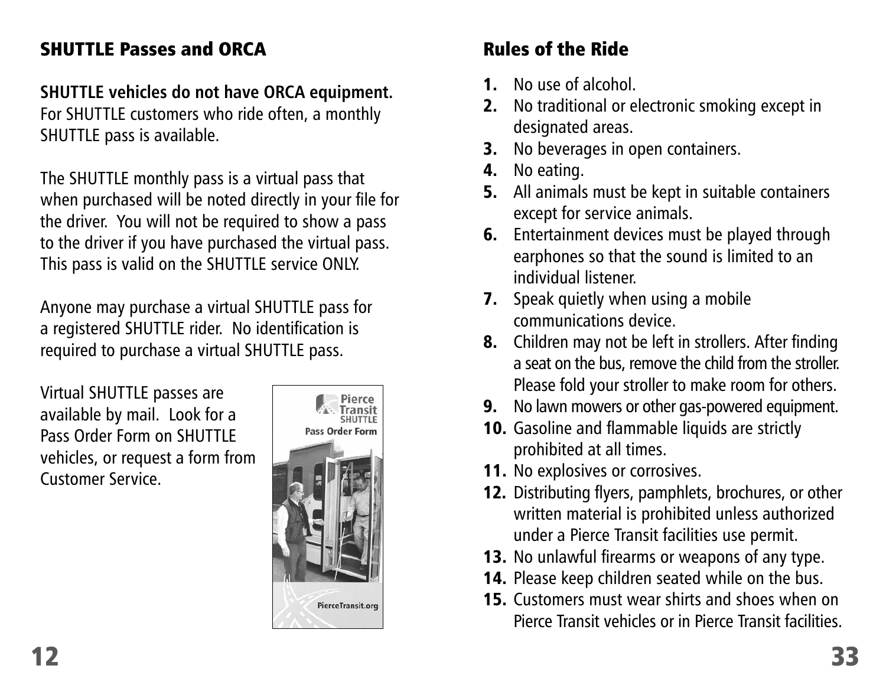## SHUTTLE Passes and ORCA

**SHUTTLE vehicles do not have ORCA equipment.** For SHUTTLE customers who ride often, a monthly SHUTTLE pass is available.

The SHUTTLE monthly pass is a virtual pass that when purchased will be noted directly in your file for the driver. You will not be required to show a pass to the driver if you have purchased the virtual pass. This pass is valid on the SHUTTLE service ONLY.

Anyone may purchase a virtual SHUTTLE pass for a registered SHUTTLE rider. No identification is required to purchase a virtual SHUTTLE pass.

Virtual SHUTTLE passes are available by mail. Look for a Pass Order Form on SHUTTLE vehicles, or request a form from Customer Service.

## Rules of the Ride

1. No use of alcohol.
2. No traditional or electronic smoking except in designated areas.
3. No beverages in open containers.
4. No eating.
5. All animals must be kept in suitable containers except for service animals.
6. Entertainment devices must be played through earphones so that the sound is limited to an individual listener.
7. Speak quietly when using a mobile communications device.
8. Children may not be left in strollers. After finding a seat on the bus, remove the child from the stroller. Please fold your stroller to make room for others.
9. No lawn mowers or other gas-powered equipment.
10. Gasoline and flammable liquids are strictly prohibited at all times.
11. No explosives or corrosives.
12. Distributing flyers, pamphlets, brochures, or other written material is prohibited unless authorized under a Pierce Transit facilities use permit.
13. No unlawful firearms or weapons of any type.
14. Please keep children seated while on the bus.
15. Customers must wear shirts and shoes when on Pierce Transit vehicles or in Pierce Transit facilities.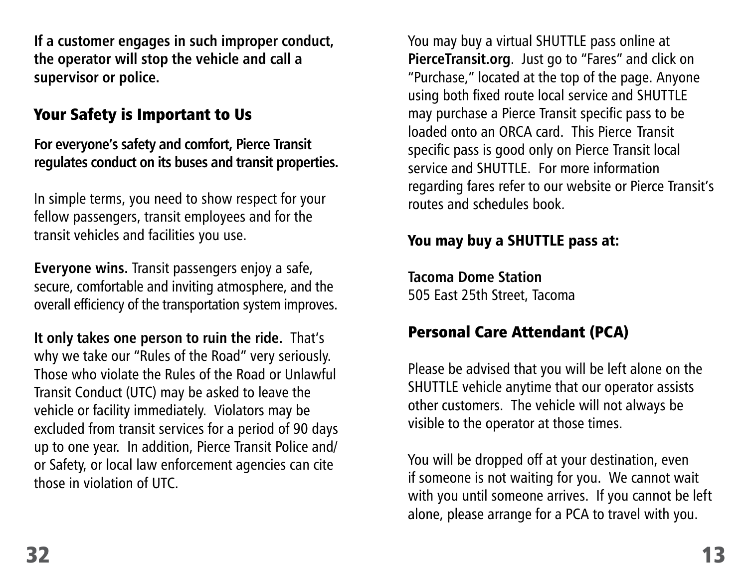**If a customer engages in such improper conduct, the operator will stop the vehicle and call a supervisor or police.**

## Your Safety is Important to Us

**For everyone's safety and comfort, Pierce Transit regulates conduct on its buses and transit properties.**

In simple terms, you need to show respect for your fellow passengers, transit employees and for the transit vehicles and facilities you use.

**Everyone wins.** Transit passengers enjoy a safe, secure, comfortable and inviting atmosphere, and the overall efficiency of the transportation system improves.

**It only takes one person to ruin the ride.** That's why we take our "Rules of the Road" very seriously. Those who violate the Rules of the Road or Unlawful Transit Conduct (UTC) may be asked to leave the vehicle or facility immediately. Violators may be excluded from transit services for a period of 90 days up to one year. In addition, Pierce Transit Police and/ or Safety, or local law enforcement agencies can cite those in violation of UTC.

You may buy a virtual SHUTTLE pass online at **PierceTransit.org**. Just go to "Fares" and click on "Purchase," located at the top of the page. Anyone using both fixed route local service and SHUTTLE may purchase a Pierce Transit specific pass to be loaded onto an ORCA card. This Pierce Transit specific pass is good only on Pierce Transit local service and SHUTTLE. For more information regarding fares refer to our website or Pierce Transit's routes and schedules book.

**You may buy a SHUTTLE pass at:**

**Tacoma Dome Station**
505 East 25th Street, Tacoma

## Personal Care Attendant (PCA)

Please be advised that you will be left alone on the SHUTTLE vehicle anytime that our operator assists other customers. The vehicle will not always be visible to the operator at those times.

You will be dropped off at your destination, even if someone is not waiting for you. We cannot wait with you until someone arrives. If you cannot be left alone, please arrange for a PCA to travel with you.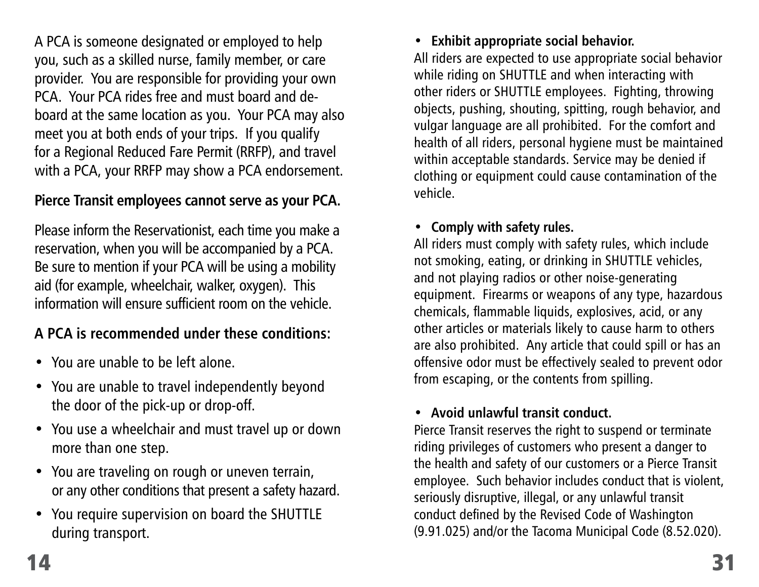A PCA is someone designated or employed to help you, such as a skilled nurse, family member, or care provider. You are responsible for providing your own PCA. Your PCA rides free and must board and de-board at the same location as you. Your PCA may also meet you at both ends of your trips. If you qualify for a Regional Reduced Fare Permit (RRFP), and travel with a PCA, your RRFP may show a PCA endorsement.

**Pierce Transit employees cannot serve as your PCA.**

Please inform the Reservationist, each time you make a reservation, when you will be accompanied by a PCA. Be sure to mention if your PCA will be using a mobility aid (for example, wheelchair, walker, oxygen). This information will ensure sufficient room on the vehicle.

**A PCA is recommended under these conditions:**

- You are unable to be left alone.
- You are unable to travel independently beyond the door of the pick-up or drop-off.
- You use a wheelchair and must travel up or down more than one step.
- You are traveling on rough or uneven terrain, or any other conditions that present a safety hazard.
- You require supervision on board the SHUTTLE during transport.

- **Exhibit appropriate social behavior.**

All riders are expected to use appropriate social behavior while riding on SHUTTLE and when interacting with other riders or SHUTTLE employees. Fighting, throwing objects, pushing, shouting, spitting, rough behavior, and vulgar language are all prohibited. For the comfort and health of all riders, personal hygiene must be maintained within acceptable standards. Service may be denied if clothing or equipment could cause contamination of the vehicle.

- **Comply with safety rules.**

All riders must comply with safety rules, which include not smoking, eating, or drinking in SHUTTLE vehicles, and not playing radios or other noise-generating equipment. Firearms or weapons of any type, hazardous chemicals, flammable liquids, explosives, acid, or any other articles or materials likely to cause harm to others are also prohibited. Any article that could spill or has an offensive odor must be effectively sealed to prevent odor from escaping, or the contents from spilling.

- **Avoid unlawful transit conduct.**

Pierce Transit reserves the right to suspend or terminate riding privileges of customers who present a danger to the health and safety of our customers or a Pierce Transit employee. Such behavior includes conduct that is violent, seriously disruptive, illegal, or any unlawful transit conduct defined by the Revised Code of Washington (9.91.025) and/or the Tacoma Municipal Code (8.52.020).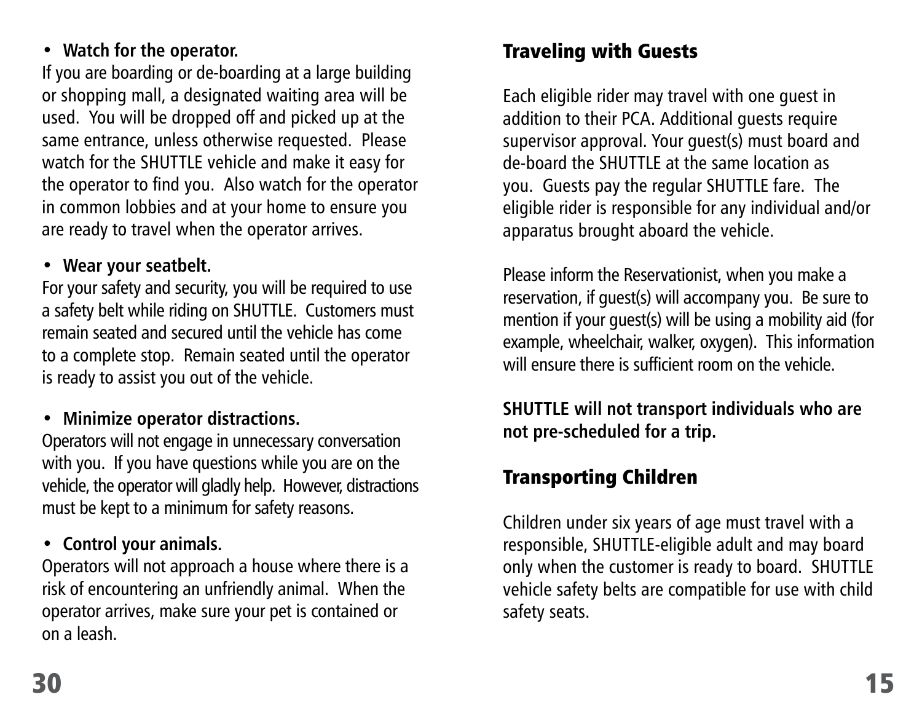- **Watch for the operator.**

If you are boarding or de-boarding at a large building or shopping mall, a designated waiting area will be used. You will be dropped off and picked up at the same entrance, unless otherwise requested. Please watch for the SHUTTLE vehicle and make it easy for the operator to find you. Also watch for the operator in common lobbies and at your home to ensure you are ready to travel when the operator arrives.

- **Wear your seatbelt.**

For your safety and security, you will be required to use a safety belt while riding on SHUTTLE. Customers must remain seated and secured until the vehicle has come to a complete stop. Remain seated until the operator is ready to assist you out of the vehicle.

- **Minimize operator distractions.**

Operators will not engage in unnecessary conversation with you. If you have questions while you are on the vehicle, the operator will gladly help. However, distractions must be kept to a minimum for safety reasons.

- **Control your animals.**

Operators will not approach a house where there is a risk of encountering an unfriendly animal. When the operator arrives, make sure your pet is contained or on a leash.

## Traveling with Guests

Each eligible rider may travel with one guest in addition to their PCA. Additional guests require supervisor approval. Your guest(s) must board and de-board the SHUTTLE at the same location as you. Guests pay the regular SHUTTLE fare. The eligible rider is responsible for any individual and/or apparatus brought aboard the vehicle.

Please inform the Reservationist, when you make a reservation, if guest(s) will accompany you. Be sure to mention if your guest(s) will be using a mobility aid (for example, wheelchair, walker, oxygen). This information will ensure there is sufficient room on the vehicle.

**SHUTTLE will not transport individuals who are not pre-scheduled for a trip.**

## Transporting Children

Children under six years of age must travel with a responsible, SHUTTLE-eligible adult and may board only when the customer is ready to board. SHUTTLE vehicle safety belts are compatible for use with child safety seats.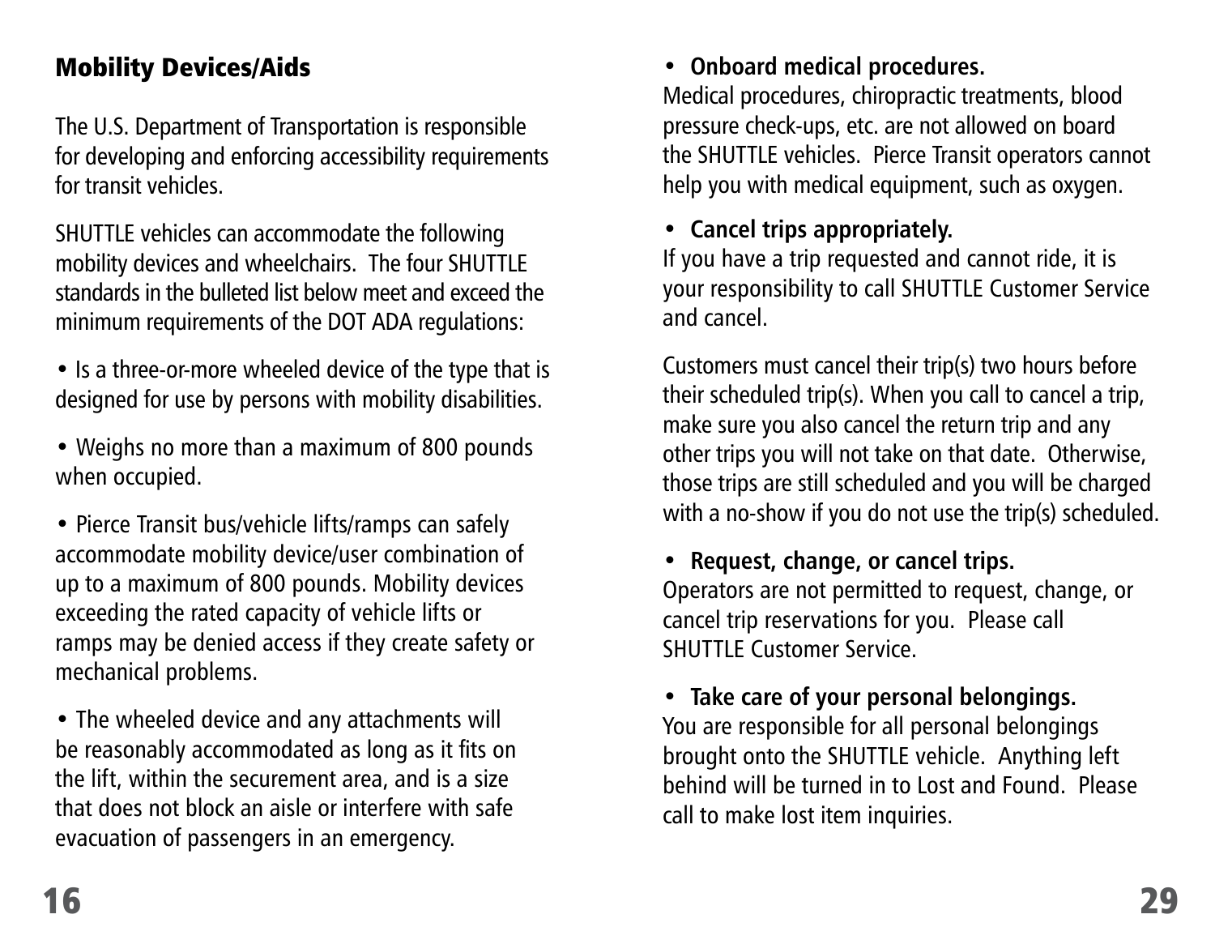## Mobility Devices/Aids

The U.S. Department of Transportation is responsible for developing and enforcing accessibility requirements for transit vehicles.

SHUTTLE vehicles can accommodate the following mobility devices and wheelchairs. The four SHUTTLE standards in the bulleted list below meet and exceed the minimum requirements of the DOT ADA regulations:

- Is a three-or-more wheeled device of the type that is designed for use by persons with mobility disabilities.
- Weighs no more than a maximum of 800 pounds when occupied.
- Pierce Transit bus/vehicle lifts/ramps can safely accommodate mobility device/user combination of up to a maximum of 800 pounds. Mobility devices exceeding the rated capacity of vehicle lifts or ramps may be denied access if they create safety or mechanical problems.
- The wheeled device and any attachments will be reasonably accommodated as long as it fits on the lift, within the securement area, and is a size that does not block an aisle or interfere with safe evacuation of passengers in an emergency.

- **Onboard medical procedures.**
Medical procedures, chiropractic treatments, blood pressure check-ups, etc. are not allowed on board the SHUTTLE vehicles. Pierce Transit operators cannot help you with medical equipment, such as oxygen.

- **Cancel trips appropriately.**
If you have a trip requested and cannot ride, it is your responsibility to call SHUTTLE Customer Service and cancel.

Customers must cancel their trip(s) two hours before their scheduled trip(s). When you call to cancel a trip, make sure you also cancel the return trip and any other trips you will not take on that date. Otherwise, those trips are still scheduled and you will be charged with a no-show if you do not use the trip(s) scheduled.

- **Request, change, or cancel trips.**
Operators are not permitted to request, change, or cancel trip reservations for you. Please call SHUTTLE Customer Service.

- **Take care of your personal belongings.**
You are responsible for all personal belongings brought onto the SHUTTLE vehicle. Anything left behind will be turned in to Lost and Found. Please call to make lost item inquiries.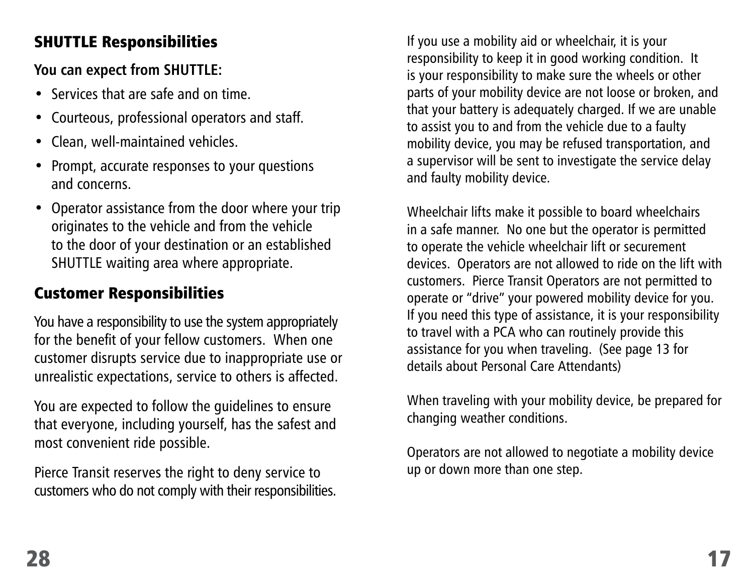## SHUTTLE Responsibilities

**You can expect from SHUTTLE:**

- Services that are safe and on time.
- Courteous, professional operators and staff.
- Clean, well-maintained vehicles.
- Prompt, accurate responses to your questions and concerns.
- Operator assistance from the door where your trip originates to the vehicle and from the vehicle to the door of your destination or an established SHUTTLE waiting area where appropriate.

## Customer Responsibilities

You have a responsibility to use the system appropriately for the benefit of your fellow customers. When one customer disrupts service due to inappropriate use or unrealistic expectations, service to others is affected.

You are expected to follow the guidelines to ensure that everyone, including yourself, has the safest and most convenient ride possible.

Pierce Transit reserves the right to deny service to customers who do not comply with their responsibilities.

If you use a mobility aid or wheelchair, it is your responsibility to keep it in good working condition. It is your responsibility to make sure the wheels or other parts of your mobility device are not loose or broken, and that your battery is adequately charged. If we are unable to assist you to and from the vehicle due to a faulty mobility device, you may be refused transportation, and a supervisor will be sent to investigate the service delay and faulty mobility device.

Wheelchair lifts make it possible to board wheelchairs in a safe manner. No one but the operator is permitted to operate the vehicle wheelchair lift or securement devices. Operators are not allowed to ride on the lift with customers. Pierce Transit Operators are not permitted to operate or "drive" your powered mobility device for you. If you need this type of assistance, it is your responsibility to travel with a PCA who can routinely provide this assistance for you when traveling. (See page 13 for details about Personal Care Attendants)

When traveling with your mobility device, be prepared for changing weather conditions.

Operators are not allowed to negotiate a mobility device up or down more than one step.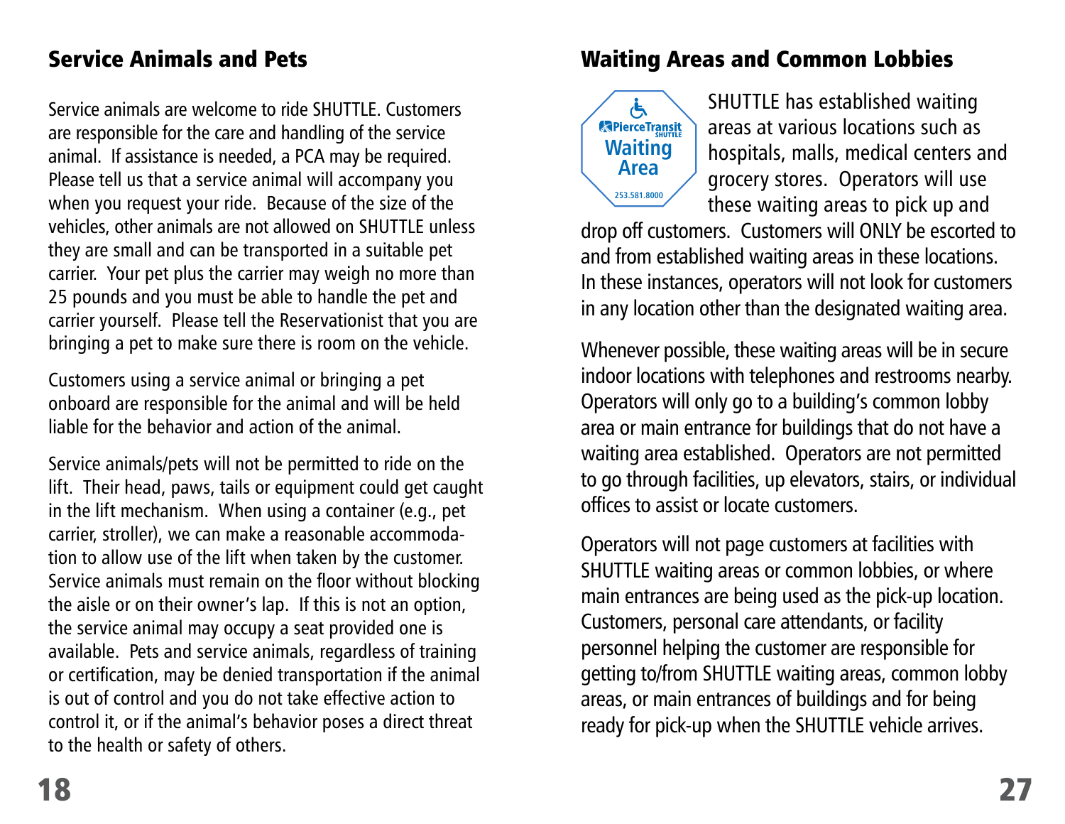## Service Animals and Pets

Service animals are welcome to ride SHUTTLE. Customers are responsible for the care and handling of the service animal. If assistance is needed, a PCA may be required. Please tell us that a service animal will accompany you when you request your ride. Because of the size of the vehicles, other animals are not allowed on SHUTTLE unless they are small and can be transported in a suitable pet carrier. Your pet plus the carrier may weigh no more than 25 pounds and you must be able to handle the pet and carrier yourself. Please tell the Reservationist that you are bringing a pet to make sure there is room on the vehicle.

Customers using a service animal or bringing a pet onboard are responsible for the animal and will be held liable for the behavior and action of the animal.

Service animals/pets will not be permitted to ride on the lift. Their head, paws, tails or equipment could get caught in the lift mechanism. When using a container (e.g., pet carrier, stroller), we can make a reasonable accommodation to allow use of the lift when taken by the customer. Service animals must remain on the floor without blocking the aisle or on their owner's lap. If this is not an option, the service animal may occupy a seat provided one is available. Pets and service animals, regardless of training or certification, may be denied transportation if the animal is out of control and you do not take effective action to control it, or if the animal's behavior poses a direct threat to the health or safety of others.

## Waiting Areas and Common Lobbies

PierceTransit SHUTTLE Waiting Area 253.581.8000

SHUTTLE has established waiting areas at various locations such as hospitals, malls, medical centers and grocery stores. Operators will use these waiting areas to pick up and drop off customers. Customers will ONLY be escorted to and from established waiting areas in these locations. In these instances, operators will not look for customers in any location other than the designated waiting area.

Whenever possible, these waiting areas will be in secure indoor locations with telephones and restrooms nearby. Operators will only go to a building's common lobby area or main entrance for buildings that do not have a waiting area established. Operators are not permitted to go through facilities, up elevators, stairs, or individual offices to assist or locate customers.

Operators will not page customers at facilities with SHUTTLE waiting areas or common lobbies, or where main entrances are being used as the pick-up location. Customers, personal care attendants, or facility personnel helping the customer are responsible for getting to/from SHUTTLE waiting areas, common lobby areas, or main entrances of buildings and for being ready for pick-up when the SHUTTLE vehicle arrives.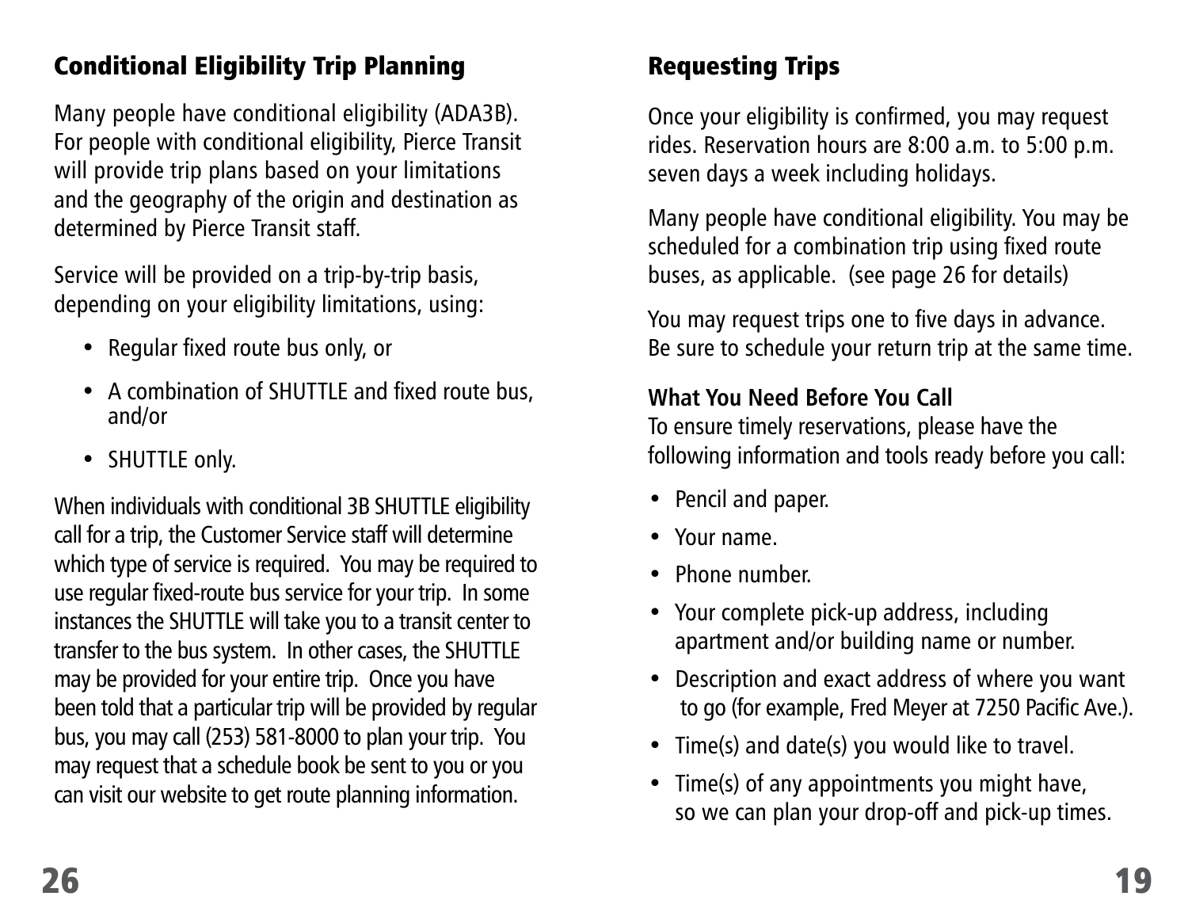## Conditional Eligibility Trip Planning

Many people have conditional eligibility (ADA3B). For people with conditional eligibility, Pierce Transit will provide trip plans based on your limitations and the geography of the origin and destination as determined by Pierce Transit staff.

Service will be provided on a trip-by-trip basis, depending on your eligibility limitations, using:

- Regular fixed route bus only, or
- A combination of SHUTTLE and fixed route bus, and/or
- SHUTTLE only.

When individuals with conditional 3B SHUTTLE eligibility call for a trip, the Customer Service staff will determine which type of service is required. You may be required to use regular fixed-route bus service for your trip. In some instances the SHUTTLE will take you to a transit center to transfer to the bus system. In other cases, the SHUTTLE may be provided for your entire trip. Once you have been told that a particular trip will be provided by regular bus, you may call (253) 581-8000 to plan your trip. You may request that a schedule book be sent to you or you can visit our website to get route planning information.

## Requesting Trips

Once your eligibility is confirmed, you may request rides. Reservation hours are 8:00 a.m. to 5:00 p.m. seven days a week including holidays.

Many people have conditional eligibility. You may be scheduled for a combination trip using fixed route buses, as applicable. (see page 26 for details)

You may request trips one to five days in advance. Be sure to schedule your return trip at the same time.

**What You Need Before You Call**

To ensure timely reservations, please have the following information and tools ready before you call:

- Pencil and paper.
- Your name.
- Phone number.
- Your complete pick-up address, including apartment and/or building name or number.
- Description and exact address of where you want to go (for example, Fred Meyer at 7250 Pacific Ave.).
- Time(s) and date(s) you would like to travel.
- Time(s) of any appointments you might have, so we can plan your drop-off and pick-up times.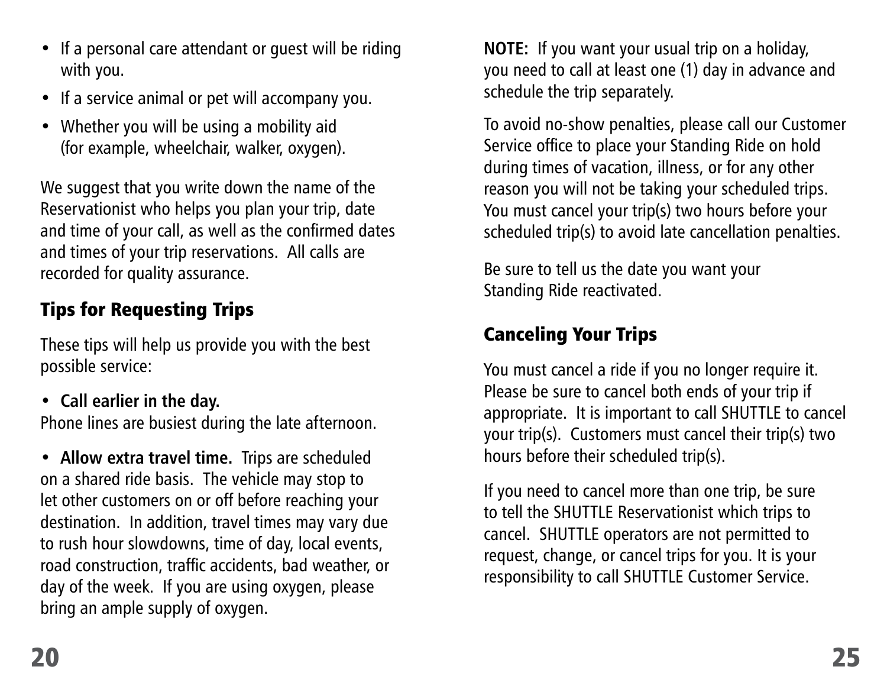- If a personal care attendant or guest will be riding with you.
- If a service animal or pet will accompany you.
- Whether you will be using a mobility aid (for example, wheelchair, walker, oxygen).

We suggest that you write down the name of the Reservationist who helps you plan your trip, date and time of your call, as well as the confirmed dates and times of your trip reservations. All calls are recorded for quality assurance.

## Tips for Requesting Trips

These tips will help us provide you with the best possible service:

- **Call earlier in the day.**

Phone lines are busiest during the late afternoon.

- **Allow extra travel time.** Trips are scheduled on a shared ride basis. The vehicle may stop to let other customers on or off before reaching your destination. In addition, travel times may vary due to rush hour slowdowns, time of day, local events, road construction, traffic accidents, bad weather, or day of the week. If you are using oxygen, please bring an ample supply of oxygen.

**NOTE:** If you want your usual trip on a holiday, you need to call at least one (1) day in advance and schedule the trip separately.

To avoid no-show penalties, please call our Customer Service office to place your Standing Ride on hold during times of vacation, illness, or for any other reason you will not be taking your scheduled trips. You must cancel your trip(s) two hours before your scheduled trip(s) to avoid late cancellation penalties.

Be sure to tell us the date you want your Standing Ride reactivated.

## Canceling Your Trips

You must cancel a ride if you no longer require it. Please be sure to cancel both ends of your trip if appropriate. It is important to call SHUTTLE to cancel your trip(s). Customers must cancel their trip(s) two hours before their scheduled trip(s).

If you need to cancel more than one trip, be sure to tell the SHUTTLE Reservationist which trips to cancel. SHUTTLE operators are not permitted to request, change, or cancel trips for you. It is your responsibility to call SHUTTLE Customer Service.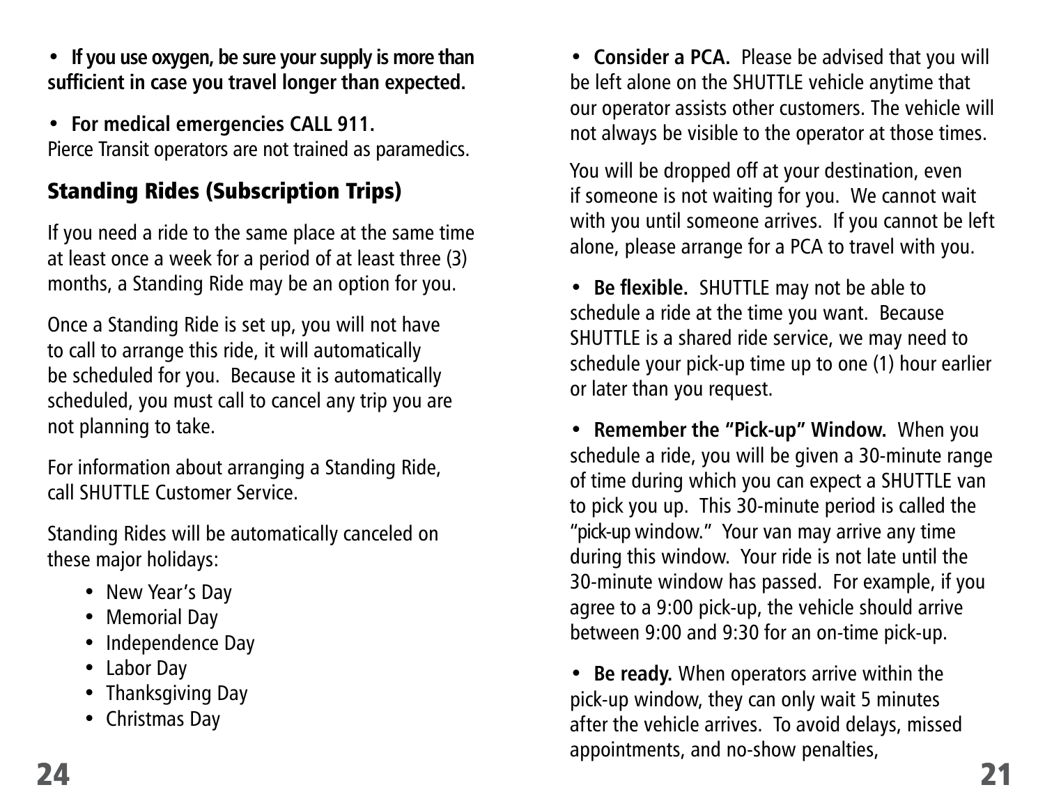- **If you use oxygen, be sure your supply is more than sufficient in case you travel longer than expected.**

- **For medical emergencies CALL 911.** Pierce Transit operators are not trained as paramedics.

## Standing Rides (Subscription Trips)

If you need a ride to the same place at the same time at least once a week for a period of at least three (3) months, a Standing Ride may be an option for you.

Once a Standing Ride is set up, you will not have to call to arrange this ride, it will automatically be scheduled for you. Because it is automatically scheduled, you must call to cancel any trip you are not planning to take.

For information about arranging a Standing Ride, call SHUTTLE Customer Service.

Standing Rides will be automatically canceled on these major holidays:

- New Year's Day
- Memorial Day
- Independence Day
- Labor Day
- Thanksgiving Day
- Christmas Day

- **Consider a PCA.** Please be advised that you will be left alone on the SHUTTLE vehicle anytime that our operator assists other customers. The vehicle will not always be visible to the operator at those times.

You will be dropped off at your destination, even if someone is not waiting for you. We cannot wait with you until someone arrives. If you cannot be left alone, please arrange for a PCA to travel with you.

- **Be flexible.** SHUTTLE may not be able to schedule a ride at the time you want. Because SHUTTLE is a shared ride service, we may need to schedule your pick-up time up to one (1) hour earlier or later than you request.

- **Remember the "Pick-up" Window.** When you schedule a ride, you will be given a 30-minute range of time during which you can expect a SHUTTLE van to pick you up. This 30-minute period is called the "pick-up window." Your van may arrive any time during this window. Your ride is not late until the 30-minute window has passed. For example, if you agree to a 9:00 pick-up, the vehicle should arrive between 9:00 and 9:30 for an on-time pick-up.

- **Be ready.** When operators arrive within the pick-up window, they can only wait 5 minutes after the vehicle arrives. To avoid delays, missed appointments, and no-show penalties,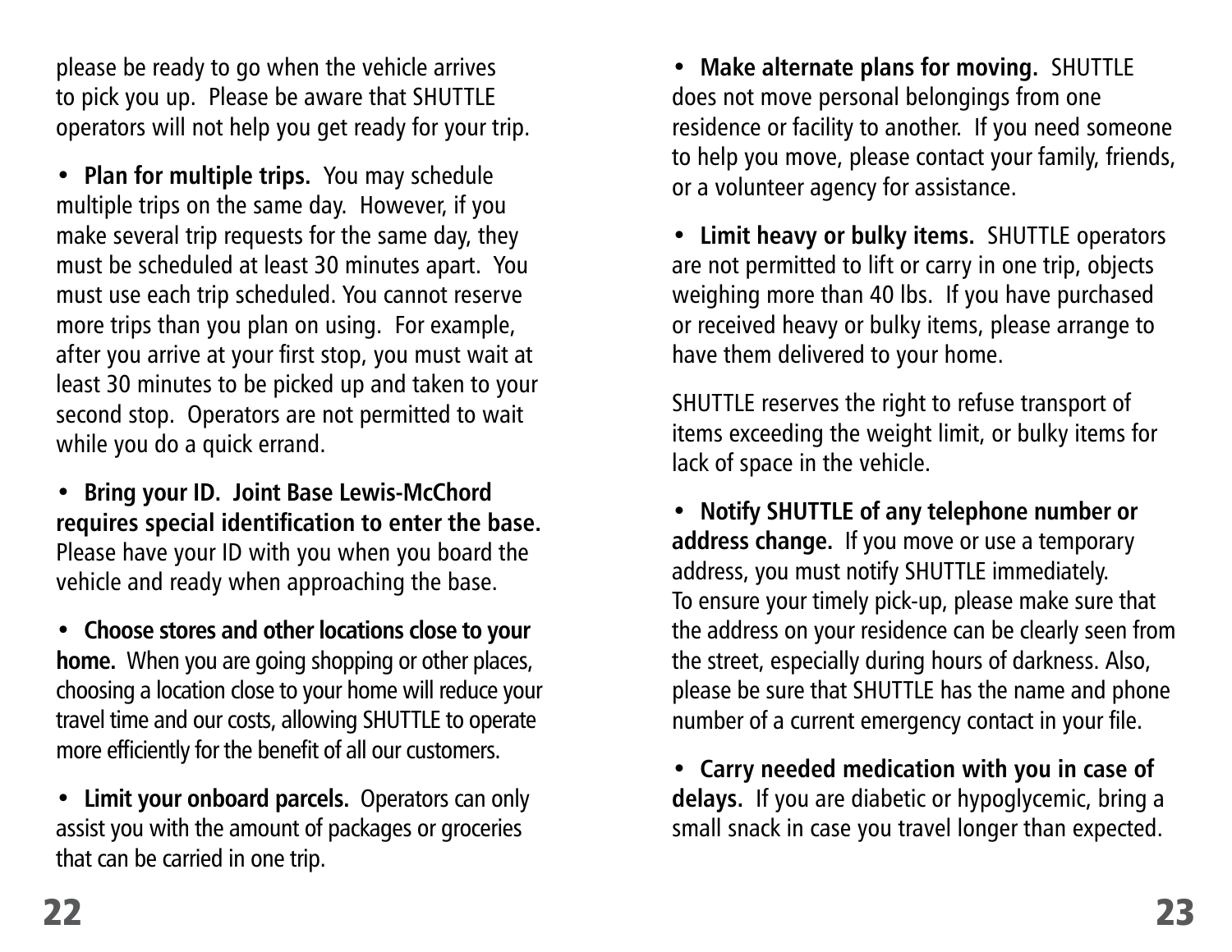please be ready to go when the vehicle arrives to pick you up. Please be aware that SHUTTLE operators will not help you get ready for your trip.

- **Plan for multiple trips.** You may schedule multiple trips on the same day. However, if you make several trip requests for the same day, they must be scheduled at least 30 minutes apart. You must use each trip scheduled. You cannot reserve more trips than you plan on using. For example, after you arrive at your first stop, you must wait at least 30 minutes to be picked up and taken to your second stop. Operators are not permitted to wait while you do a quick errand.

- **Bring your ID. Joint Base Lewis-McChord requires special identification to enter the base.** Please have your ID with you when you board the vehicle and ready when approaching the base.

- **Choose stores and other locations close to your home.** When you are going shopping or other places, choosing a location close to your home will reduce your travel time and our costs, allowing SHUTTLE to operate more efficiently for the benefit of all our customers.

- **Limit your onboard parcels.** Operators can only assist you with the amount of packages or groceries that can be carried in one trip.

- **Make alternate plans for moving.** SHUTTLE does not move personal belongings from one residence or facility to another. If you need someone to help you move, please contact your family, friends, or a volunteer agency for assistance.

- **Limit heavy or bulky items.** SHUTTLE operators are not permitted to lift or carry in one trip, objects weighing more than 40 lbs. If you have purchased or received heavy or bulky items, please arrange to have them delivered to your home.

SHUTTLE reserves the right to refuse transport of items exceeding the weight limit, or bulky items for lack of space in the vehicle.

- **Notify SHUTTLE of any telephone number or address change.** If you move or use a temporary address, you must notify SHUTTLE immediately. To ensure your timely pick-up, please make sure that the address on your residence can be clearly seen from the street, especially during hours of darkness. Also, please be sure that SHUTTLE has the name and phone number of a current emergency contact in your file.

- **Carry needed medication with you in case of delays.** If you are diabetic or hypoglycemic, bring a small snack in case you travel longer than expected.